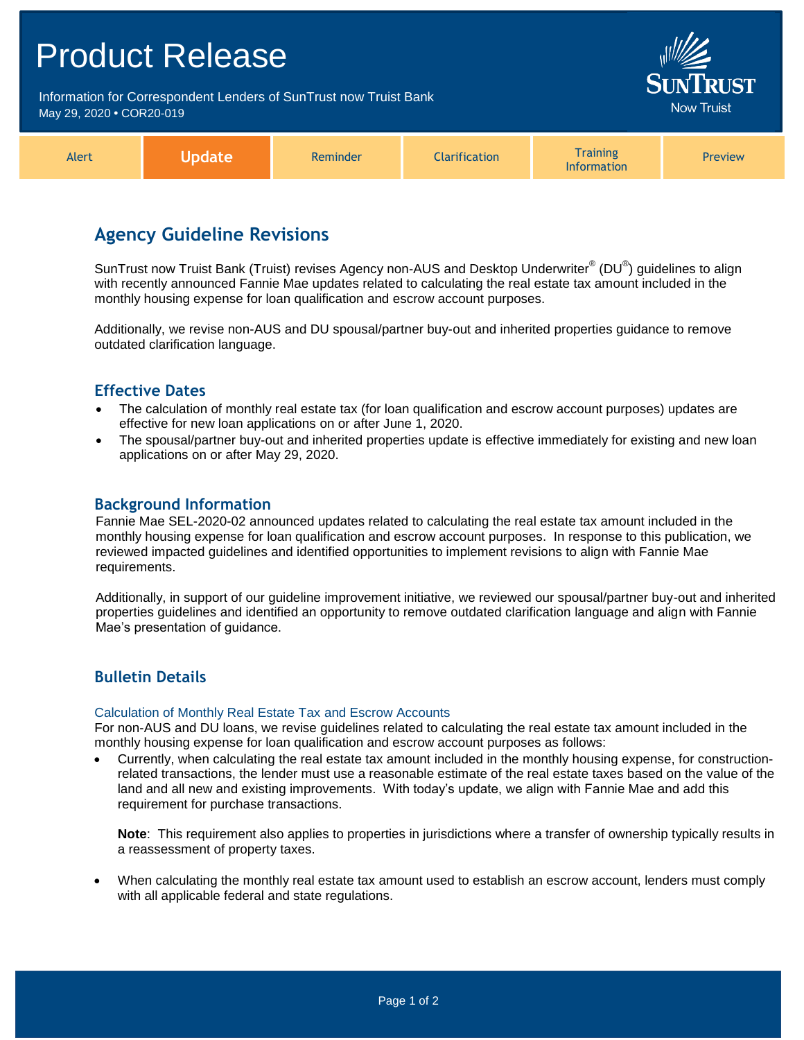# Product Release

Information for Correspondent Lenders of SunTrust now Truist Bank
May 29, 2020 • COR20-019

Alert | **Update** | Reminder | Clarification | Training Information | Preview

## Agency Guideline Revisions

SunTrust now Truist Bank (Truist) revises Agency non-AUS and Desktop Underwriter® (DU®) guidelines to align with recently announced Fannie Mae updates related to calculating the real estate tax amount included in the monthly housing expense for loan qualification and escrow account purposes.

Additionally, we revise non-AUS and DU spousal/partner buy-out and inherited properties guidance to remove outdated clarification language.

### Effective Dates

- The calculation of monthly real estate tax (for loan qualification and escrow account purposes) updates are effective for new loan applications on or after June 1, 2020.
- The spousal/partner buy-out and inherited properties update is effective immediately for existing and new loan applications on or after May 29, 2020.

### Background Information

Fannie Mae SEL-2020-02 announced updates related to calculating the real estate tax amount included in the monthly housing expense for loan qualification and escrow account purposes. In response to this publication, we reviewed impacted guidelines and identified opportunities to implement revisions to align with Fannie Mae requirements.

Additionally, in support of our guideline improvement initiative, we reviewed our spousal/partner buy-out and inherited properties guidelines and identified an opportunity to remove outdated clarification language and align with Fannie Mae's presentation of guidance.

### Bulletin Details

#### Calculation of Monthly Real Estate Tax and Escrow Accounts

For non-AUS and DU loans, we revise guidelines related to calculating the real estate tax amount included in the monthly housing expense for loan qualification and escrow account purposes as follows:

- Currently, when calculating the real estate tax amount included in the monthly housing expense, for construction-related transactions, the lender must use a reasonable estimate of the real estate taxes based on the value of the land and all new and existing improvements. With today's update, we align with Fannie Mae and add this requirement for purchase transactions.

  **Note**: This requirement also applies to properties in jurisdictions where a transfer of ownership typically results in a reassessment of property taxes.

- When calculating the monthly real estate tax amount used to establish an escrow account, lenders must comply with all applicable federal and state regulations.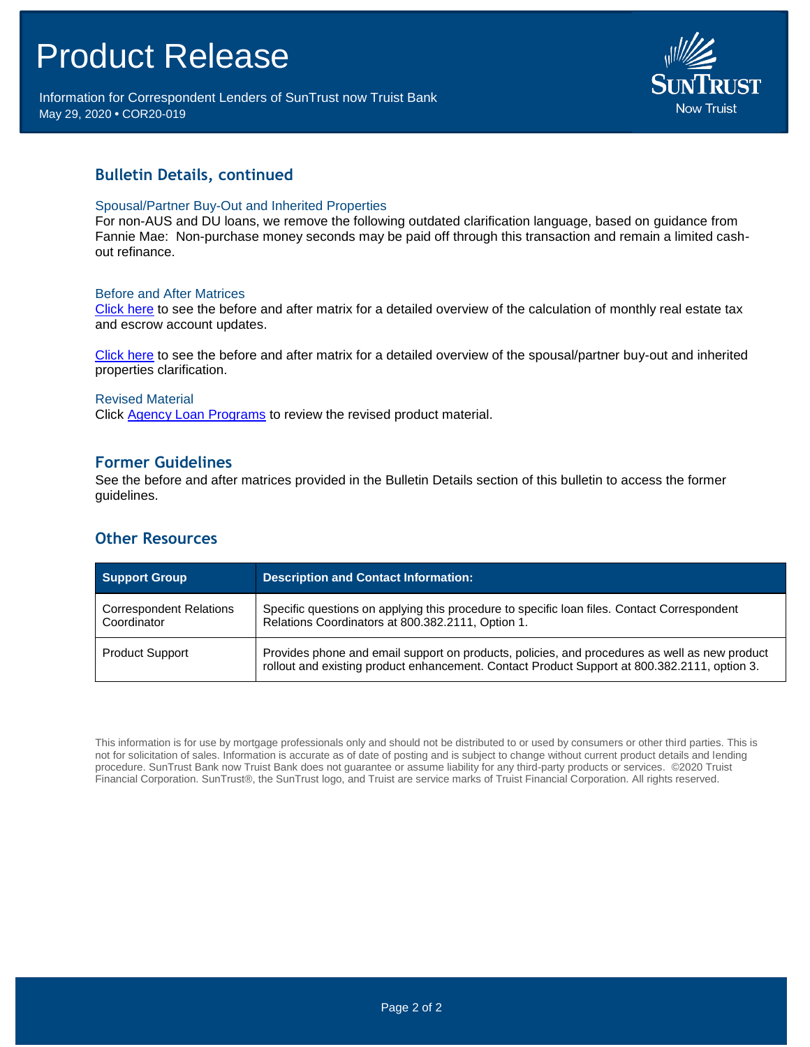## Bulletin Details, continued

### Spousal/Partner Buy-Out and Inherited Properties

For non-AUS and DU loans, we remove the following outdated clarification language, based on guidance from Fannie Mae: Non-purchase money seconds may be paid off through this transaction and remain a limited cash-out refinance.

### Before and After Matrices

Click here to see the before and after matrix for a detailed overview of the calculation of monthly real estate tax and escrow account updates.

Click here to see the before and after matrix for a detailed overview of the spousal/partner buy-out and inherited properties clarification.

### Revised Material

Click Agency Loan Programs to review the revised product material.

## Former Guidelines

See the before and after matrices provided in the Bulletin Details section of this bulletin to access the former guidelines.

## Other Resources

| Support Group | Description and Contact Information: |
|---|---|
| Correspondent Relations Coordinator | Specific questions on applying this procedure to specific loan files. Contact Correspondent Relations Coordinators at 800.382.2111, Option 1. |
| Product Support | Provides phone and email support on products, policies, and procedures as well as new product rollout and existing product enhancement. Contact Product Support at 800.382.2111, option 3. |

This information is for use by mortgage professionals only and should not be distributed to or used by consumers or other third parties. This is not for solicitation of sales. Information is accurate as of date of posting and is subject to change without current product details and lending procedure. SunTrust Bank now Truist Bank does not guarantee or assume liability for any third-party products or services. ©2020 Truist Financial Corporation. SunTrust®, the SunTrust logo, and Truist are service marks of Truist Financial Corporation. All rights reserved.